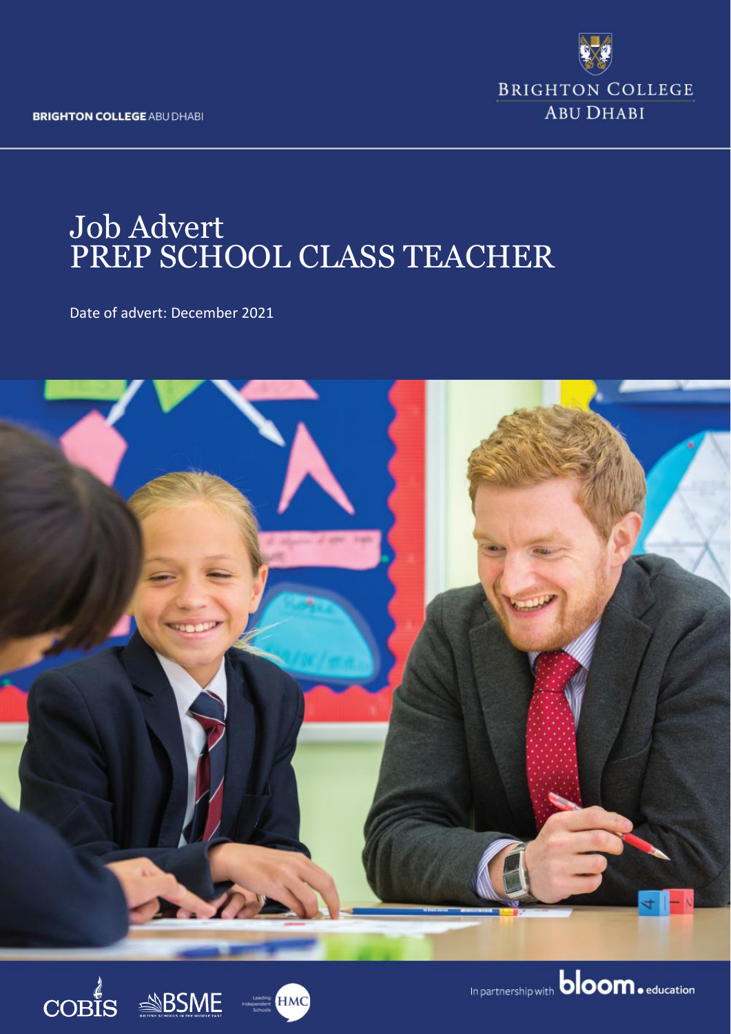BRIGHTON COLLEGE ABU DHABI

# Job Advert
# PREP SCHOOL CLASS TEACHER

Date of advert: December 2021

In partnership with bloom.education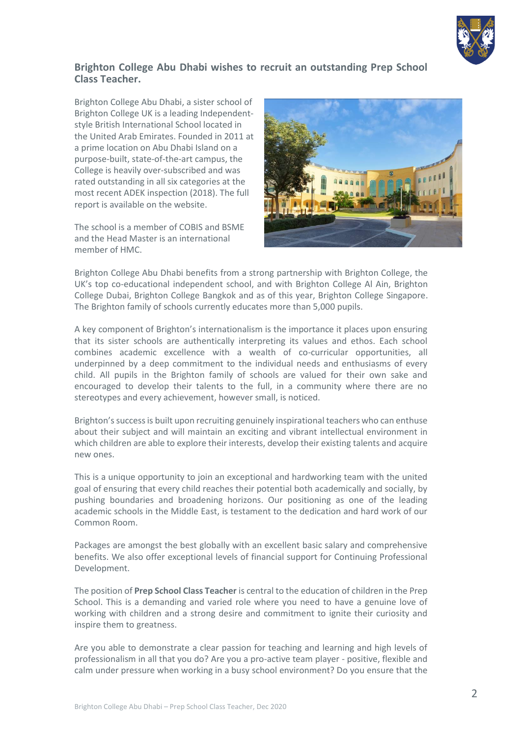## Brighton College Abu Dhabi wishes to recruit an outstanding Prep School Class Teacher.

Brighton College Abu Dhabi, a sister school of Brighton College UK is a leading Independent-style British International School located in the United Arab Emirates. Founded in 2011 at a prime location on Abu Dhabi Island on a purpose-built, state-of-the-art campus, the College is heavily over-subscribed and was rated outstanding in all six categories at the most recent ADEK inspection (2018). The full report is available on the website.

The school is a member of COBIS and BSME and the Head Master is an international member of HMC.

Brighton College Abu Dhabi benefits from a strong partnership with Brighton College, the UK's top co-educational independent school, and with Brighton College Al Ain, Brighton College Dubai, Brighton College Bangkok and as of this year, Brighton College Singapore. The Brighton family of schools currently educates more than 5,000 pupils.

A key component of Brighton's internationalism is the importance it places upon ensuring that its sister schools are authentically interpreting its values and ethos. Each school combines academic excellence with a wealth of co-curricular opportunities, all underpinned by a deep commitment to the individual needs and enthusiasms of every child. All pupils in the Brighton family of schools are valued for their own sake and encouraged to develop their talents to the full, in a community where there are no stereotypes and every achievement, however small, is noticed.

Brighton's success is built upon recruiting genuinely inspirational teachers who can enthuse about their subject and will maintain an exciting and vibrant intellectual environment in which children are able to explore their interests, develop their existing talents and acquire new ones.

This is a unique opportunity to join an exceptional and hardworking team with the united goal of ensuring that every child reaches their potential both academically and socially, by pushing boundaries and broadening horizons. Our positioning as one of the leading academic schools in the Middle East, is testament to the dedication and hard work of our Common Room.

Packages are amongst the best globally with an excellent basic salary and comprehensive benefits. We also offer exceptional levels of financial support for Continuing Professional Development.

The position of **Prep School Class Teacher** is central to the education of children in the Prep School. This is a demanding and varied role where you need to have a genuine love of working with children and a strong desire and commitment to ignite their curiosity and inspire them to greatness.

Are you able to demonstrate a clear passion for teaching and learning and high levels of professionalism in all that you do? Are you a pro-active team player - positive, flexible and calm under pressure when working in a busy school environment? Do you ensure that the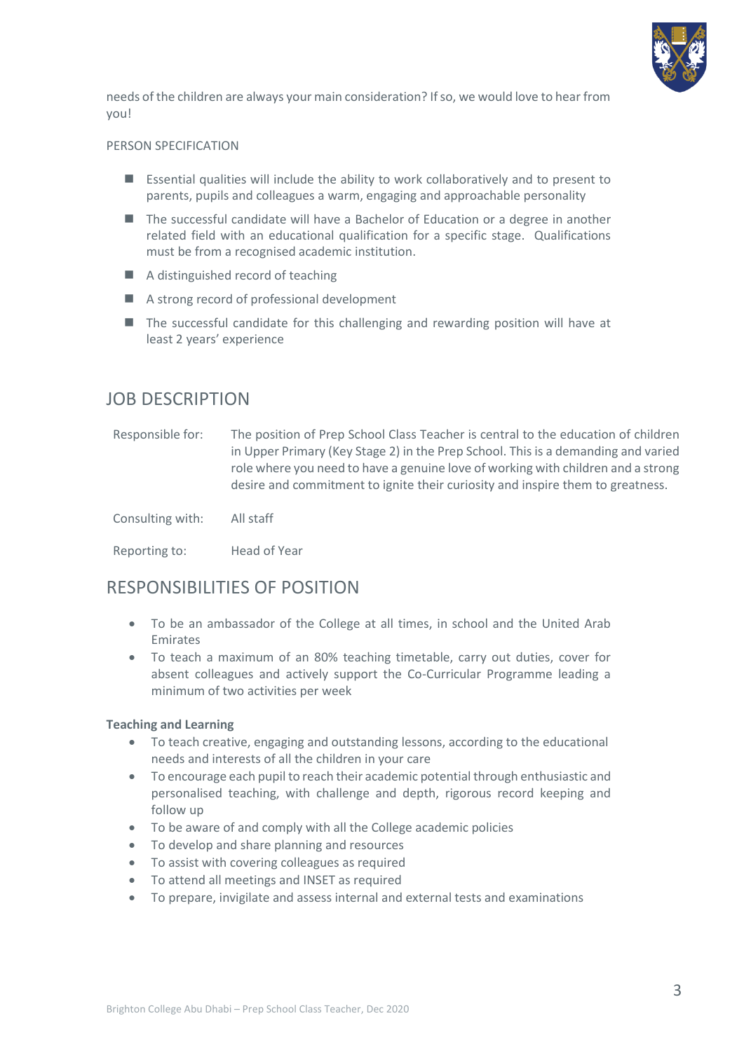needs of the children are always your main consideration? If so, we would love to hear from you!

PERSON SPECIFICATION

- Essential qualities will include the ability to work collaboratively and to present to parents, pupils and colleagues a warm, engaging and approachable personality
- The successful candidate will have a Bachelor of Education or a degree in another related field with an educational qualification for a specific stage. Qualifications must be from a recognised academic institution.
- A distinguished record of teaching
- A strong record of professional development
- The successful candidate for this challenging and rewarding position will have at least 2 years' experience

## JOB DESCRIPTION

| | |
|---|---|
| Responsible for: | The position of Prep School Class Teacher is central to the education of children in Upper Primary (Key Stage 2) in the Prep School. This is a demanding and varied role where you need to have a genuine love of working with children and a strong desire and commitment to ignite their curiosity and inspire them to greatness. |
| Consulting with: | All staff |
| Reporting to: | Head of Year |

## RESPONSIBILITIES OF POSITION

- To be an ambassador of the College at all times, in school and the United Arab Emirates
- To teach a maximum of an 80% teaching timetable, carry out duties, cover for absent colleagues and actively support the Co-Curricular Programme leading a minimum of two activities per week

**Teaching and Learning**

- To teach creative, engaging and outstanding lessons, according to the educational needs and interests of all the children in your care
- To encourage each pupil to reach their academic potential through enthusiastic and personalised teaching, with challenge and depth, rigorous record keeping and follow up
- To be aware of and comply with all the College academic policies
- To develop and share planning and resources
- To assist with covering colleagues as required
- To attend all meetings and INSET as required
- To prepare, invigilate and assess internal and external tests and examinations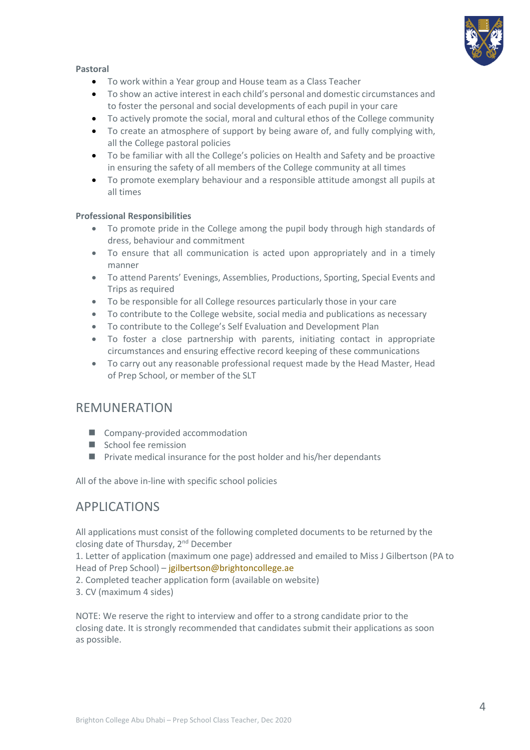**Pastoral**

- To work within a Year group and House team as a Class Teacher
- To show an active interest in each child's personal and domestic circumstances and to foster the personal and social developments of each pupil in your care
- To actively promote the social, moral and cultural ethos of the College community
- To create an atmosphere of support by being aware of, and fully complying with, all the College pastoral policies
- To be familiar with all the College's policies on Health and Safety and be proactive in ensuring the safety of all members of the College community at all times
- To promote exemplary behaviour and a responsible attitude amongst all pupils at all times

**Professional Responsibilities**

- To promote pride in the College among the pupil body through high standards of dress, behaviour and commitment
- To ensure that all communication is acted upon appropriately and in a timely manner
- To attend Parents' Evenings, Assemblies, Productions, Sporting, Special Events and Trips as required
- To be responsible for all College resources particularly those in your care
- To contribute to the College website, social media and publications as necessary
- To contribute to the College's Self Evaluation and Development Plan
- To foster a close partnership with parents, initiating contact in appropriate circumstances and ensuring effective record keeping of these communications
- To carry out any reasonable professional request made by the Head Master, Head of Prep School, or member of the SLT

## REMUNERATION

- Company-provided accommodation
- School fee remission
- Private medical insurance for the post holder and his/her dependants

All of the above in-line with specific school policies

## APPLICATIONS

All applications must consist of the following completed documents to be returned by the closing date of Thursday, 2nd December

1. Letter of application (maximum one page) addressed and emailed to Miss J Gilbertson (PA to Head of Prep School) – jgilbertson@brightoncollege.ae
2. Completed teacher application form (available on website)
3. CV (maximum 4 sides)

NOTE: We reserve the right to interview and offer to a strong candidate prior to the closing date. It is strongly recommended that candidates submit their applications as soon as possible.